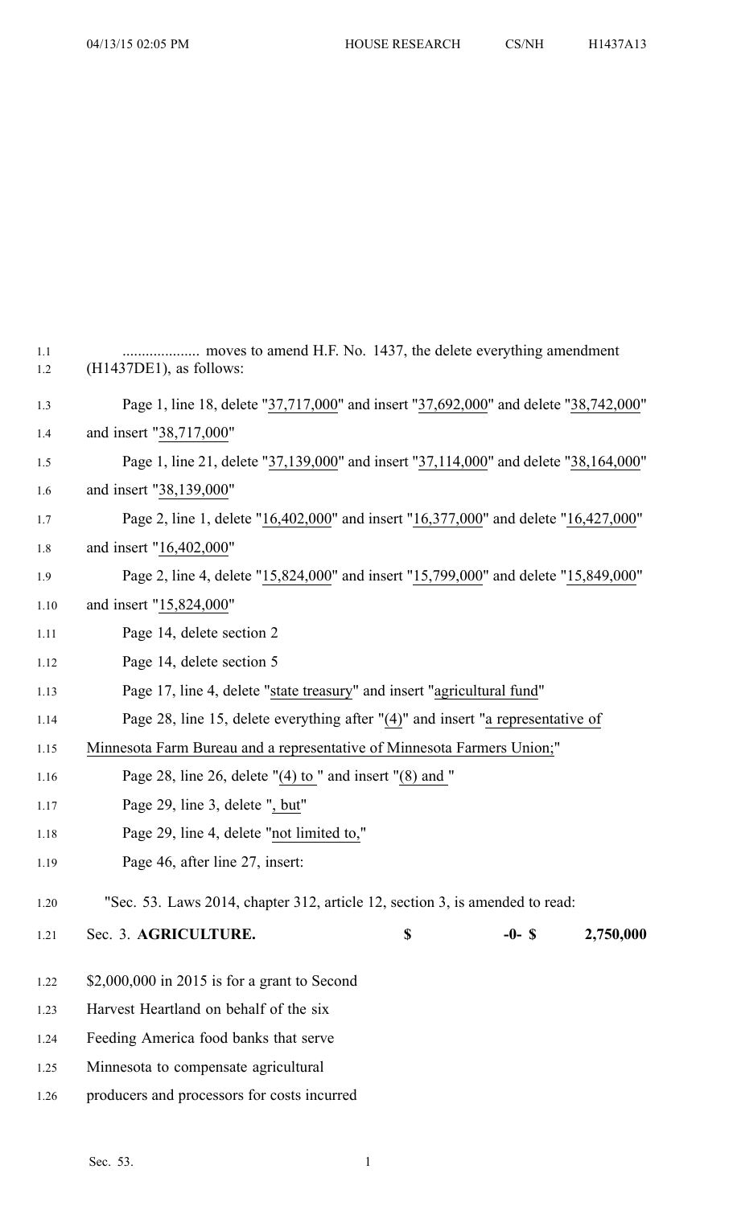.................... moves to amend H.F. No. 1437, the delete everything amendment (H1437DE1), as follows:

Page 1, line 18, delete "37,717,000" and insert "37,692,000" and delete "38,742,000" and insert "38,717,000"

Page 1, line 21, delete "37,139,000" and insert "37,114,000" and delete "38,164,000" and insert "38,139,000"

Page 2, line 1, delete "16,402,000" and insert "16,377,000" and delete "16,427,000" and insert "16,402,000"

Page 2, line 4, delete "15,824,000" and insert "15,799,000" and delete "15,849,000" and insert "15,824,000"

Page 14, delete section 2

Page 14, delete section 5

Page 17, line 4, delete "state treasury" and insert "agricultural fund"

Page 28, line 15, delete everything after "(4)" and insert "a representative of Minnesota Farm Bureau and a representative of Minnesota Farmers Union;"

Page 28, line 26, delete "(4) to " and insert "(8) and "

Page 29, line 3, delete ", but"

Page 29, line 4, delete "not limited to,"

Page 46, after line 27, insert:

"Sec. 53. Laws 2014, chapter 312, article 12, section 3, is amended to read:

| Sec. 3. **AGRICULTURE.** | $ | -0- $ | 2,750,000 |
|---|---|---|---|

$2,000,000 in 2015 is for a grant to Second Harvest Heartland on behalf of the six Feeding America food banks that serve Minnesota to compensate agricultural producers and processors for costs incurred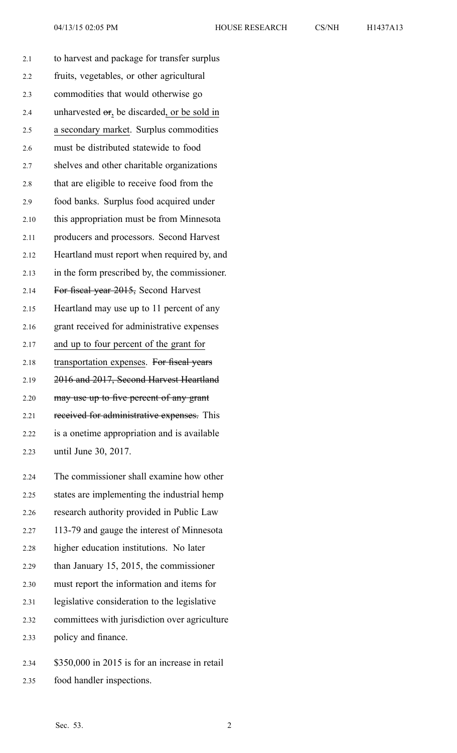to harvest and package for transfer surplus fruits, vegetables, or other agricultural commodities that would otherwise go unharvested ~~or~~, be discarded, or be sold in a secondary market. Surplus commodities must be distributed statewide to food shelves and other charitable organizations that are eligible to receive food from the food banks. Surplus food acquired under this appropriation must be from Minnesota producers and processors. Second Harvest Heartland must report when required by, and in the form prescribed by, the commissioner. ~~For fiscal year 2015,~~ Second Harvest Heartland may use up to 11 percent of any grant received for administrative expenses and up to four percent of the grant for transportation expenses. ~~For fiscal years 2016 and 2017, Second Harvest Heartland may use up to five percent of any grant received for administrative expenses.~~ This is a onetime appropriation and is available until June 30, 2017.

The commissioner shall examine how other states are implementing the industrial hemp research authority provided in Public Law 113-79 and gauge the interest of Minnesota higher education institutions. No later than January 15, 2015, the commissioner must report the information and items for legislative consideration to the legislative committees with jurisdiction over agriculture policy and finance.

$350,000 in 2015 is for an increase in retail food handler inspections.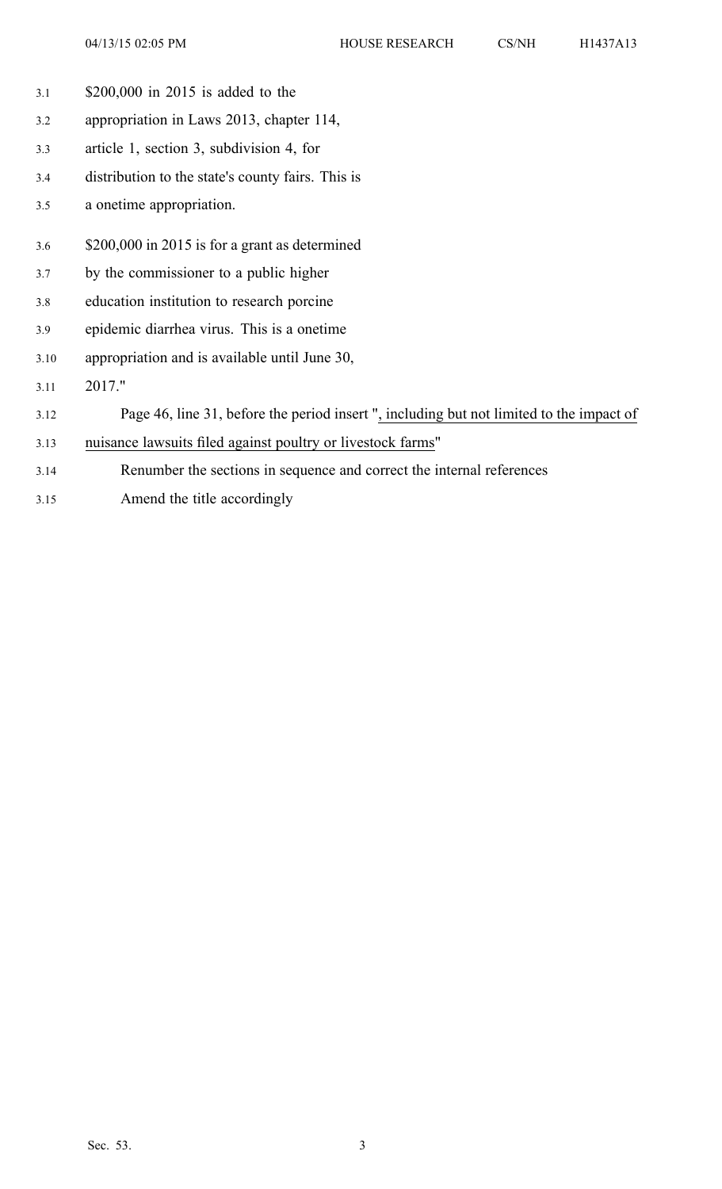$200,000 in 2015 is added to the appropriation in Laws 2013, chapter 114, article 1, section 3, subdivision 4, for distribution to the state's county fairs. This is a onetime appropriation.

$200,000 in 2015 is for a grant as determined by the commissioner to a public higher education institution to research porcine epidemic diarrhea virus. This is a onetime appropriation and is available until June 30, 2017."

Page 46, line 31, before the period insert ", including but not limited to the impact of nuisance lawsuits filed against poultry or livestock farms"

Renumber the sections in sequence and correct the internal references

Amend the title accordingly